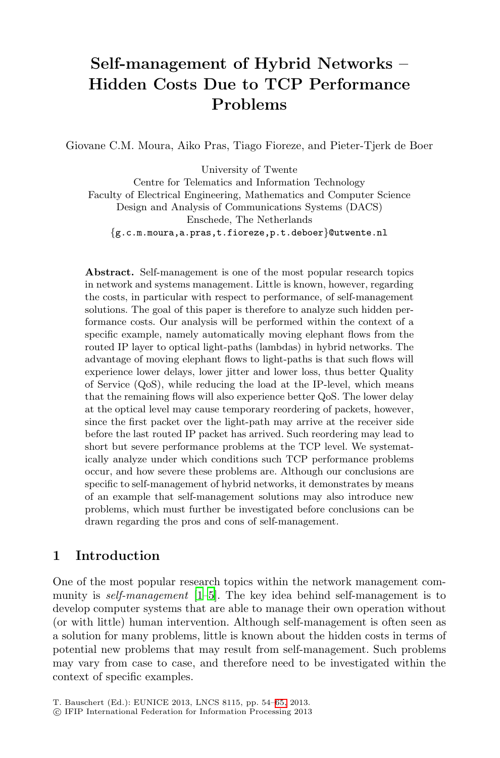# Self-management of Hybrid Networks – Hidden Costs Due to TCP Performance Problems

Giovane C.M. Moura, Aiko Pras, Tiago Fioreze, and Pieter-Tjerk de Boer

University of Twente
Centre for Telematics and Information Technology
Faculty of Electrical Engineering, Mathematics and Computer Science
Design and Analysis of Communications Systems (DACS)
Enschede, The Netherlands
{g.c.m.moura,a.pras,t.fioreze,p.t.deboer}@utwente.nl

**Abstract.** Self-management is one of the most popular research topics in network and systems management. Little is known, however, regarding the costs, in particular with respect to performance, of self-management solutions. The goal of this paper is therefore to analyze such hidden performance costs. Our analysis will be performed within the context of a specific example, namely automatically moving elephant flows from the routed IP layer to optical light-paths (lambdas) in hybrid networks. The advantage of moving elephant flows to light-paths is that such flows will experience lower delays, lower jitter and lower loss, thus better Quality of Service (QoS), while reducing the load at the IP-level, which means that the remaining flows will also experience better QoS. The lower delay at the optical level may cause temporary reordering of packets, however, since the first packet over the light-path may arrive at the receiver side before the last routed IP packet has arrived. Such reordering may lead to short but severe performance problems at the TCP level. We systematically analyze under which conditions such TCP performance problems occur, and how severe these problems are. Although our conclusions are specific to self-management of hybrid networks, it demonstrates by means of an example that self-management solutions may also introduce new problems, which must further be investigated before conclusions can be drawn regarding the pros and cons of self-management.

## 1 Introduction

One of the most popular research topics within the network management community is *self-management* [1–5]. The key idea behind self-management is to develop computer systems that are able to manage their own operation without (or with little) human intervention. Although self-management is often seen as a solution for many problems, little is known about the hidden costs in terms of potential new problems that may result from self-management. Such problems may vary from case to case, and therefore need to be investigated within the context of specific examples.

T. Bauschert (Ed.): EUNICE 2013, LNCS 8115, pp. 54–65, 2013.
© IFIP International Federation for Information Processing 2013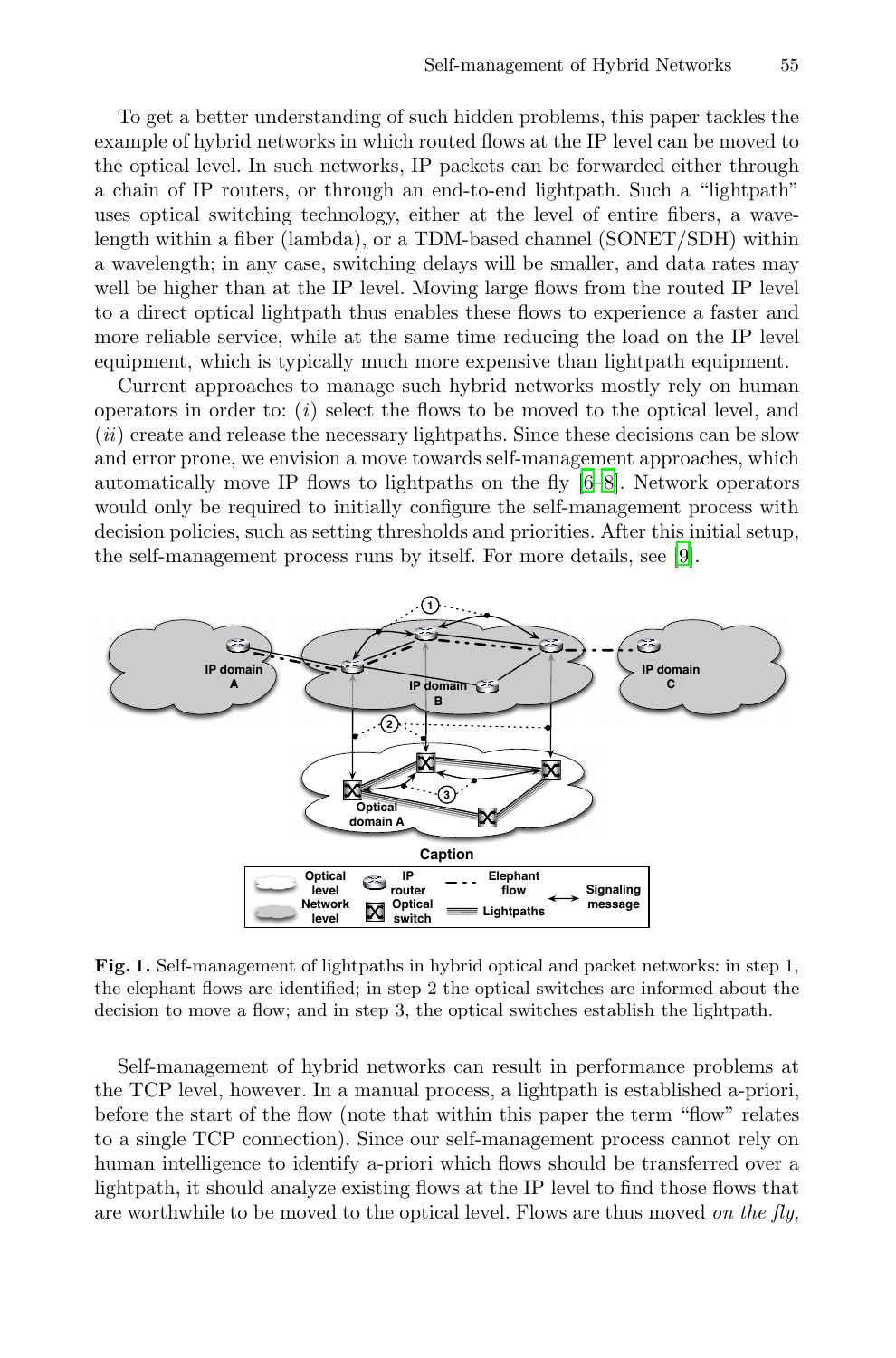To get a better understanding of such hidden problems, this paper tackles the example of hybrid networks in which routed flows at the IP level can be moved to the optical level. In such networks, IP packets can be forwarded either through a chain of IP routers, or through an end-to-end lightpath. Such a "lightpath" uses optical switching technology, either at the level of entire fibers, a wavelength within a fiber (lambda), or a TDM-based channel (SONET/SDH) within a wavelength; in any case, switching delays will be smaller, and data rates may well be higher than at the IP level. Moving large flows from the routed IP level to a direct optical lightpath thus enables these flows to experience a faster and more reliable service, while at the same time reducing the load on the IP level equipment, which is typically much more expensive than lightpath equipment.

Current approaches to manage such hybrid networks mostly rely on human operators in order to: ($i$) select the flows to be moved to the optical level, and ($ii$) create and release the necessary lightpaths. Since these decisions can be slow and error prone, we envision a move towards self-management approaches, which automatically move IP flows to lightpaths on the fly [6–8]. Network operators would only be required to initially configure the self-management process with decision policies, such as setting thresholds and priorities. After this initial setup, the self-management process runs by itself. For more details, see [9].

**Fig. 1.** Self-management of lightpaths in hybrid optical and packet networks: in step 1, the elephant flows are identified; in step 2 the optical switches are informed about the decision to move a flow; and in step 3, the optical switches establish the lightpath.

Self-management of hybrid networks can result in performance problems at the TCP level, however. In a manual process, a lightpath is established a-priori, before the start of the flow (note that within this paper the term "flow" relates to a single TCP connection). Since our self-management process cannot rely on human intelligence to identify a-priori which flows should be transferred over a lightpath, it should analyze existing flows at the IP level to find those flows that are worthwhile to be moved to the optical level. Flows are thus moved *on the fly*,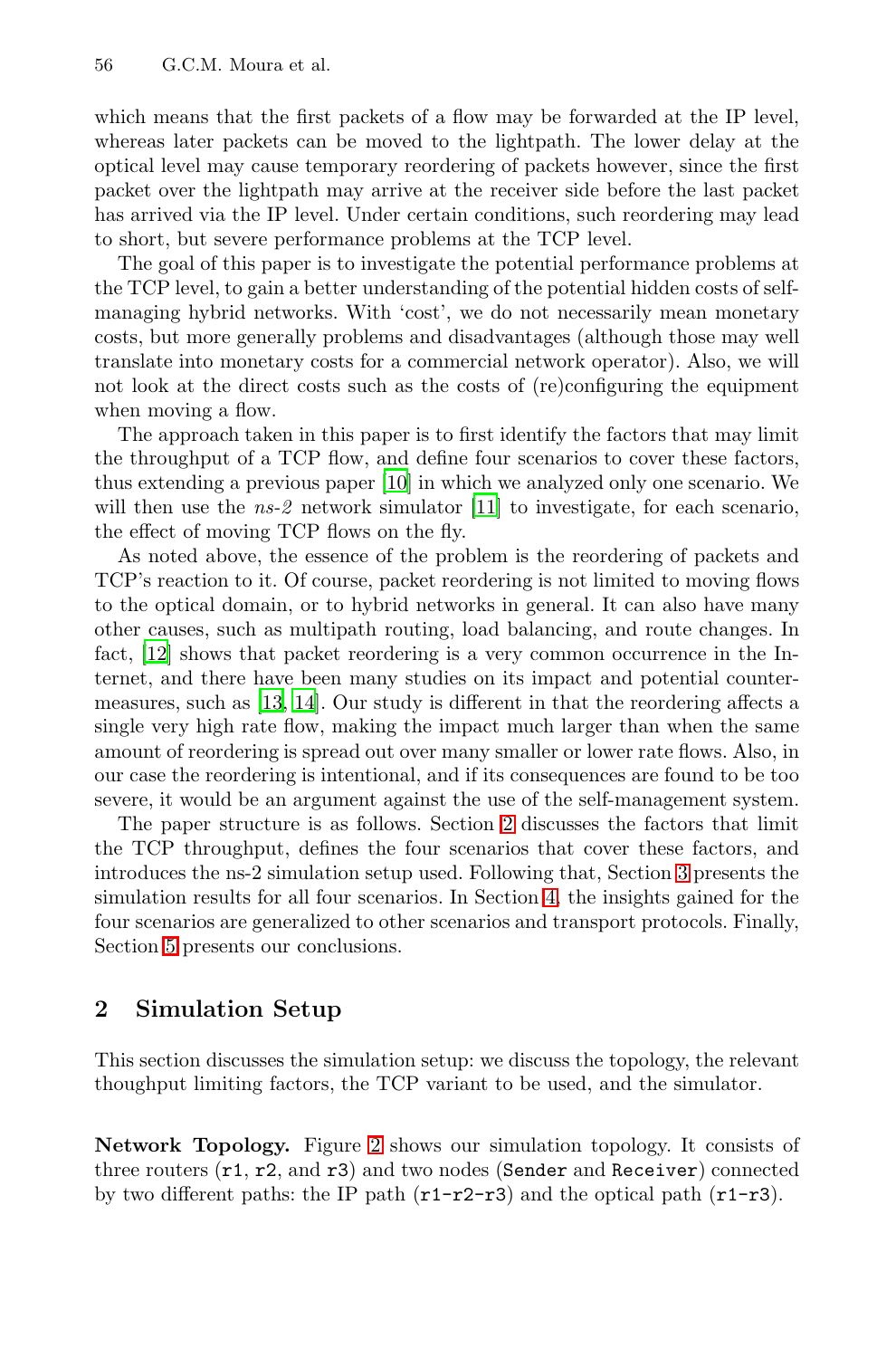which means that the first packets of a flow may be forwarded at the IP level, whereas later packets can be moved to the lightpath. The lower delay at the optical level may cause temporary reordering of packets however, since the first packet over the lightpath may arrive at the receiver side before the last packet has arrived via the IP level. Under certain conditions, such reordering may lead to short, but severe performance problems at the TCP level.

The goal of this paper is to investigate the potential performance problems at the TCP level, to gain a better understanding of the potential hidden costs of self-managing hybrid networks. With 'cost', we do not necessarily mean monetary costs, but more generally problems and disadvantages (although those may well translate into monetary costs for a commercial network operator). Also, we will not look at the direct costs such as the costs of (re)configuring the equipment when moving a flow.

The approach taken in this paper is to first identify the factors that may limit the throughput of a TCP flow, and define four scenarios to cover these factors, thus extending a previous paper [10] in which we analyzed only one scenario. We will then use the *ns-2* network simulator [11] to investigate, for each scenario, the effect of moving TCP flows on the fly.

As noted above, the essence of the problem is the reordering of packets and TCP's reaction to it. Of course, packet reordering is not limited to moving flows to the optical domain, or to hybrid networks in general. It can also have many other causes, such as multipath routing, load balancing, and route changes. In fact, [12] shows that packet reordering is a very common occurrence in the Internet, and there have been many studies on its impact and potential countermeasures, such as [13, 14]. Our study is different in that the reordering affects a single very high rate flow, making the impact much larger than when the same amount of reordering is spread out over many smaller or lower rate flows. Also, in our case the reordering is intentional, and if its consequences are found to be too severe, it would be an argument against the use of the self-management system.

The paper structure is as follows. Section 2 discusses the factors that limit the TCP throughput, defines the four scenarios that cover these factors, and introduces the ns-2 simulation setup used. Following that, Section 3 presents the simulation results for all four scenarios. In Section 4, the insights gained for the four scenarios are generalized to other scenarios and transport protocols. Finally, Section 5 presents our conclusions.

## 2 Simulation Setup

This section discusses the simulation setup: we discuss the topology, the relevant thoughput limiting factors, the TCP variant to be used, and the simulator.

**Network Topology.** Figure 2 shows our simulation topology. It consists of three routers (`r1`, `r2`, and `r3`) and two nodes (`Sender` and `Receiver`) connected by two different paths: the IP path (`r1-r2-r3`) and the optical path (`r1-r3`).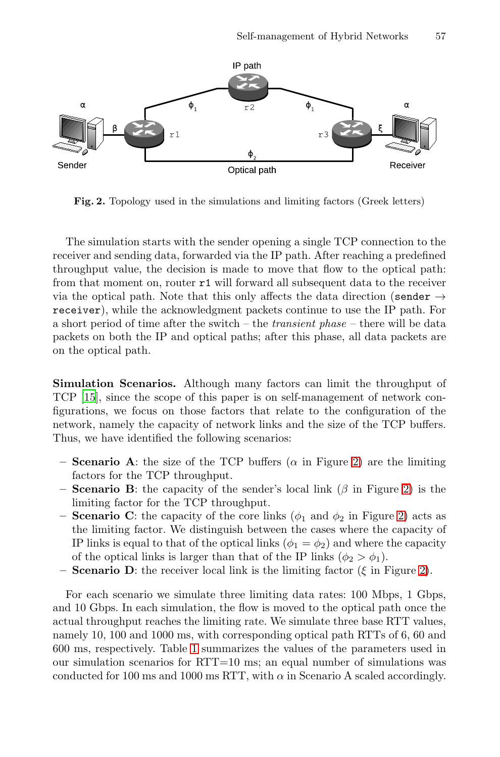Fig. 2. Topology used in the simulations and limiting factors (Greek letters)

The simulation starts with the sender opening a single TCP connection to the receiver and sending data, forwarded via the IP path. After reaching a predefined throughput value, the decision is made to move that flow to the optical path: from that moment on, router `r1` will forward all subsequent data to the receiver via the optical path. Note that this only affects the data direction (`sender` $\rightarrow$ `receiver`), while the acknowledgment packets continue to use the IP path. For a short period of time after the switch – the *transient phase* – there will be data packets on both the IP and optical paths; after this phase, all data packets are on the optical path.

**Simulation Scenarios.** Although many factors can limit the throughput of TCP [15], since the scope of this paper is on self-management of network configurations, we focus on those factors that relate to the configuration of the network, namely the capacity of network links and the size of the TCP buffers. Thus, we have identified the following scenarios:

- **Scenario A**: the size of the TCP buffers ($\alpha$ in Figure 2) are the limiting factors for the TCP throughput.
- **Scenario B**: the capacity of the sender's local link ($\beta$ in Figure 2) is the limiting factor for the TCP throughput.
- **Scenario C**: the capacity of the core links ($\phi_1$ and $\phi_2$ in Figure 2) acts as the limiting factor. We distinguish between the cases where the capacity of IP links is equal to that of the optical links ($\phi_1 = \phi_2$) and where the capacity of the optical links is larger than that of the IP links ($\phi_2 > \phi_1$).
- **Scenario D**: the receiver local link is the limiting factor ($\xi$ in Figure 2).

For each scenario we simulate three limiting data rates: 100 Mbps, 1 Gbps, and 10 Gbps. In each simulation, the flow is moved to the optical path once the actual throughput reaches the limiting rate. We simulate three base RTT values, namely 10, 100 and 1000 ms, with corresponding optical path RTTs of 6, 60 and 600 ms, respectively. Table 1 summarizes the values of the parameters used in our simulation scenarios for RTT=10 ms; an equal number of simulations was conducted for 100 ms and 1000 ms RTT, with $\alpha$ in Scenario A scaled accordingly.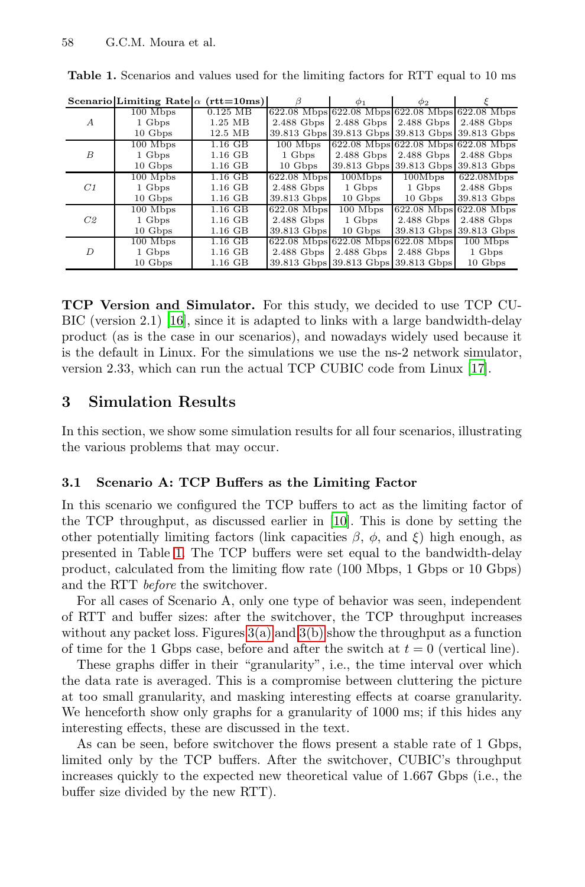**Table 1.** Scenarios and values used for the limiting factors for RTT equal to 10 ms

| Scenario | Limiting Rate | $\alpha$ (rtt=10ms) | $\beta$ | $\phi_1$ | $\phi_2$ | $\xi$ |
|---|---|---|---|---|---|---|
| *A* | 100 Mbps | 0.125 MB | 622.08 Mbps | 622.08 Mbps | 622.08 Mbps | 622.08 Mbps |
| | 1 Gbps | 1.25 MB | 2.488 Gbps | 2.488 Gbps | 2.488 Gbps | 2.488 Gbps |
| | 10 Gbps | 12.5 MB | 39.813 Gbps | 39.813 Gbps | 39.813 Gbps | 39.813 Gbps |
| *B* | 100 Mbps | 1.16 GB | 100 Mbps | 622.08 Mbps | 622.08 Mbps | 622.08 Mbps |
| | 1 Gbps | 1.16 GB | 1 Gbps | 2.488 Gbps | 2.488 Gbps | 2.488 Gbps |
| | 10 Gbps | 1.16 GB | 10 Gbps | 39.813 Gbps | 39.813 Gbps | 39.813 Gbps |
| *C1* | 100 Mpbs | 1.16 GB | 622.08 Mbps | 100Mbps | 100Mbps | 622.08Mbps |
| | 1 Gbps | 1.16 GB | 2.488 Gbps | 1 Gbps | 1 Gbps | 2.488 Gbps |
| | 10 Gbps | 1.16 GB | 39.813 Gbps | 10 Gbps | 10 Gbps | 39.813 Gbps |
| *C2* | 100 Mbps | 1.16 GB | 622.08 Mbps | 100 Mbps | 622.08 Mbps | 622.08 Mbps |
| | 1 Gbps | 1.16 GB | 2.488 Gbps | 1 Gbps | 2.488 Gbps | 2.488 Gbps |
| | 10 Gbps | 1.16 GB | 39.813 Gbps | 10 Gbps | 39.813 Gbps | 39.813 Gbps |
| *D* | 100 Mbps | 1.16 GB | 622.08 Mbps | 622.08 Mbps | 622.08 Mbps | 100 Mbps |
| | 1 Gbps | 1.16 GB | 2.488 Gbps | 2.488 Gbps | 2.488 Gbps | 1 Gbps |
| | 10 Gbps | 1.16 GB | 39.813 Gbps | 39.813 Gbps | 39.813 Gbps | 10 Gbps |

**TCP Version and Simulator.** For this study, we decided to use TCP CUBIC (version 2.1) [16], since it is adapted to links with a large bandwidth-delay product (as is the case in our scenarios), and nowadays widely used because it is the default in Linux. For the simulations we use the ns-2 network simulator, version 2.33, which can run the actual TCP CUBIC code from Linux [17].

## 3 Simulation Results

In this section, we show some simulation results for all four scenarios, illustrating the various problems that may occur.

### 3.1 Scenario A: TCP Buffers as the Limiting Factor

In this scenario we configured the TCP buffers to act as the limiting factor of the TCP throughput, as discussed earlier in [10]. This is done by setting the other potentially limiting factors (link capacities $\beta$, $\phi$, and $\xi$) high enough, as presented in Table 1. The TCP buffers were set equal to the bandwidth-delay product, calculated from the limiting flow rate (100 Mbps, 1 Gbps or 10 Gbps) and the RTT *before* the switchover.

For all cases of Scenario A, only one type of behavior was seen, independent of RTT and buffer sizes: after the switchover, the TCP throughput increases without any packet loss. Figures 3(a) and 3(b) show the throughput as a function of time for the 1 Gbps case, before and after the switch at $t = 0$ (vertical line).

These graphs differ in their "granularity", i.e., the time interval over which the data rate is averaged. This is a compromise between cluttering the picture at too small granularity, and masking interesting effects at coarse granularity. We henceforth show only graphs for a granularity of 1000 ms; if this hides any interesting effects, these are discussed in the text.

As can be seen, before switchover the flows present a stable rate of 1 Gbps, limited only by the TCP buffers. After the switchover, CUBIC's throughput increases quickly to the expected new theoretical value of 1.667 Gbps (i.e., the buffer size divided by the new RTT).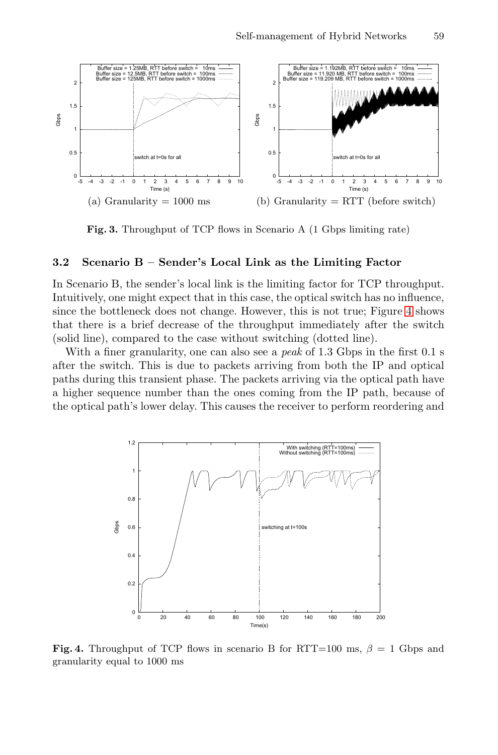(a) Granularity = 1000 ms

(b) Granularity = RTT (before switch)

**Fig. 3.** Throughput of TCP flows in Scenario A (1 Gbps limiting rate)

### 3.2 Scenario B – Sender's Local Link as the Limiting Factor

In Scenario B, the sender's local link is the limiting factor for TCP throughput. Intuitively, one might expect that in this case, the optical switch has no influence, since the bottleneck does not change. However, this is not true; Figure 4 shows that there is a brief decrease of the throughput immediately after the switch (solid line), compared to the case without switching (dotted line).

With a finer granularity, one can also see a *peak* of 1.3 Gbps in the first 0.1 s after the switch. This is due to packets arriving from both the IP and optical paths during this transient phase. The packets arriving via the optical path have a higher sequence number than the ones coming from the IP path, because of the optical path's lower delay. This causes the receiver to perform reordering and

**Fig. 4.** Throughput of TCP flows in scenario B for RTT=100 ms, $\beta$ = 1 Gbps and granularity equal to 1000 ms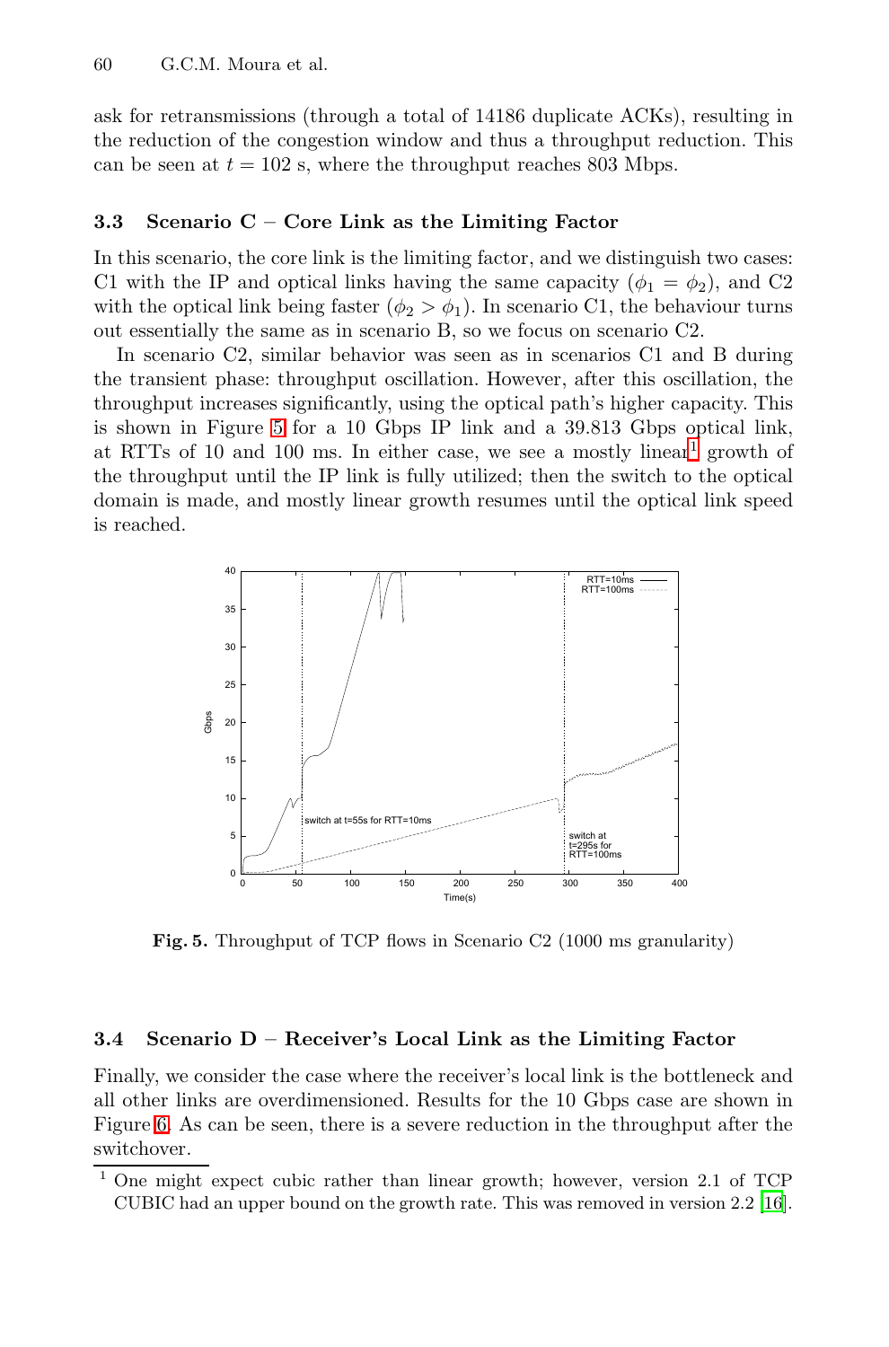ask for retransmissions (through a total of 14186 duplicate ACKs), resulting in the reduction of the congestion window and thus a throughput reduction. This can be seen at $t = 102$ s, where the throughput reaches 803 Mbps.

### 3.3 Scenario C – Core Link as the Limiting Factor

In this scenario, the core link is the limiting factor, and we distinguish two cases: C1 with the IP and optical links having the same capacity ($\phi_1 = \phi_2$), and C2 with the optical link being faster ($\phi_2 > \phi_1$). In scenario C1, the behaviour turns out essentially the same as in scenario B, so we focus on scenario C2.

In scenario C2, similar behavior was seen as in scenarios C1 and B during the transient phase: throughput oscillation. However, after this oscillation, the throughput increases significantly, using the optical path's higher capacity. This is shown in Figure 5 for a 10 Gbps IP link and a 39.813 Gbps optical link, at RTTs of 10 and 100 ms. In either case, we see a mostly linear[1] growth of the throughput until the IP link is fully utilized; then the switch to the optical domain is made, and mostly linear growth resumes until the optical link speed is reached.

**Fig. 5.** Throughput of TCP flows in Scenario C2 (1000 ms granularity)

### 3.4 Scenario D – Receiver's Local Link as the Limiting Factor

Finally, we consider the case where the receiver's local link is the bottleneck and all other links are overdimensioned. Results for the 10 Gbps case are shown in Figure 6. As can be seen, there is a severe reduction in the throughput after the switchover.

[1] One might expect cubic rather than linear growth; however, version 2.1 of TCP CUBIC had an upper bound on the growth rate. This was removed in version 2.2 [16].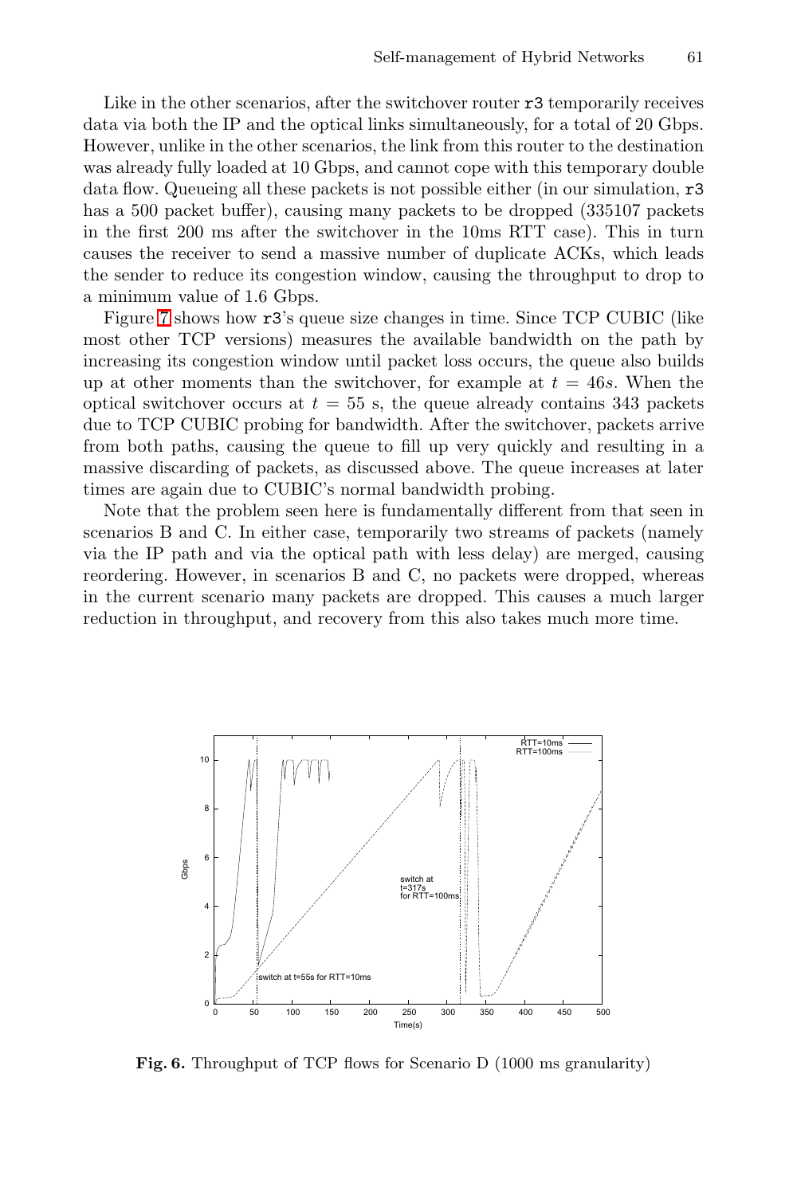Like in the other scenarios, after the switchover router r3 temporarily receives data via both the IP and the optical links simultaneously, for a total of 20 Gbps. However, unlike in the other scenarios, the link from this router to the destination was already fully loaded at 10 Gbps, and cannot cope with this temporary double data flow. Queueing all these packets is not possible either (in our simulation, r3 has a 500 packet buffer), causing many packets to be dropped (335107 packets in the first 200 ms after the switchover in the 10ms RTT case). This in turn causes the receiver to send a massive number of duplicate ACKs, which leads the sender to reduce its congestion window, causing the throughput to drop to a minimum value of 1.6 Gbps.

Figure 7 shows how r3's queue size changes in time. Since TCP CUBIC (like most other TCP versions) measures the available bandwidth on the path by increasing its congestion window until packet loss occurs, the queue also builds up at other moments than the switchover, for example at $t = 46s$. When the optical switchover occurs at $t = 55$ s, the queue already contains 343 packets due to TCP CUBIC probing for bandwidth. After the switchover, packets arrive from both paths, causing the queue to fill up very quickly and resulting in a massive discarding of packets, as discussed above. The queue increases at later times are again due to CUBIC's normal bandwidth probing.

Note that the problem seen here is fundamentally different from that seen in scenarios B and C. In either case, temporarily two streams of packets (namely via the IP path and via the optical path with less delay) are merged, causing reordering. However, in scenarios B and C, no packets were dropped, whereas in the current scenario many packets are dropped. This causes a much larger reduction in throughput, and recovery from this also takes much more time.

**Fig. 6.** Throughput of TCP flows for Scenario D (1000 ms granularity)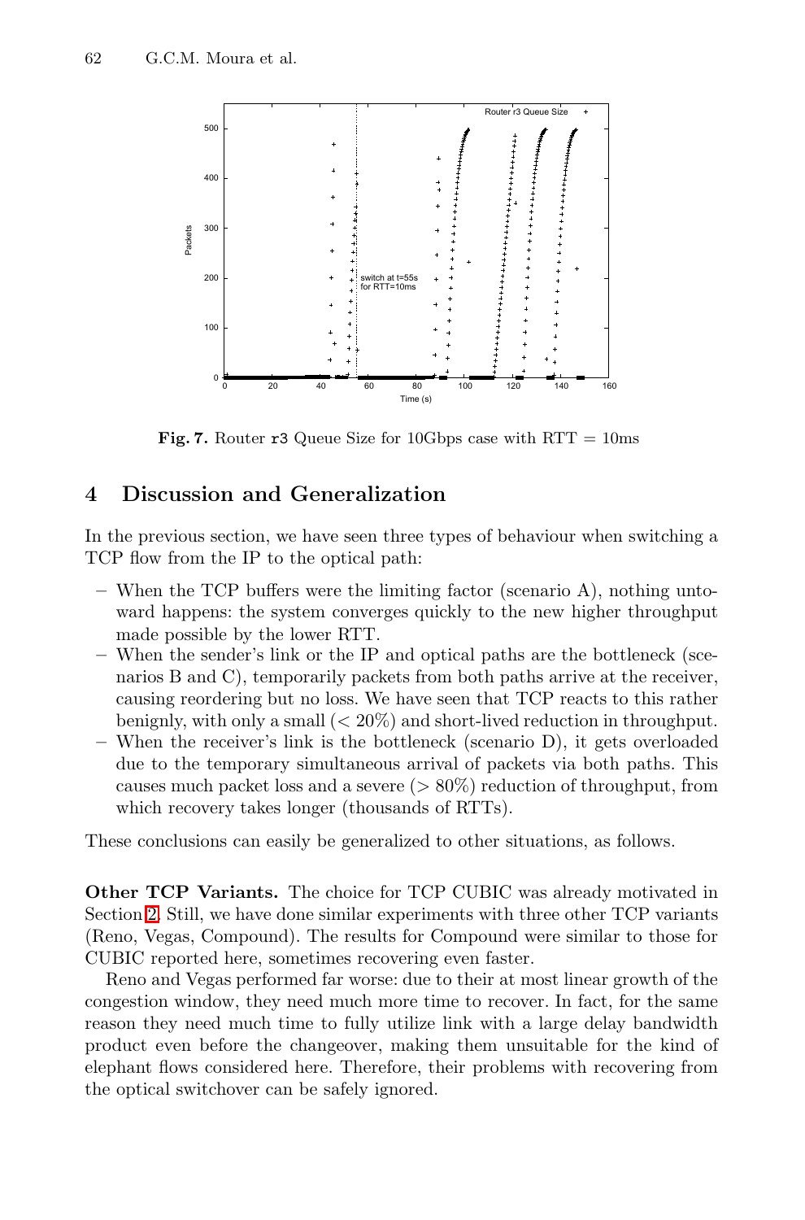**Fig. 7.** Router `r3` Queue Size for 10Gbps case with RTT = 10ms

## 4 Discussion and Generalization

In the previous section, we have seen three types of behaviour when switching a TCP flow from the IP to the optical path:

- When the TCP buffers were the limiting factor (scenario A), nothing untoward happens: the system converges quickly to the new higher throughput made possible by the lower RTT.
- When the sender's link or the IP and optical paths are the bottleneck (scenarios B and C), temporarily packets from both paths arrive at the receiver, causing reordering but no loss. We have seen that TCP reacts to this rather benignly, with only a small ($< 20\%$) and short-lived reduction in throughput.
- When the receiver's link is the bottleneck (scenario D), it gets overloaded due to the temporary simultaneous arrival of packets via both paths. This causes much packet loss and a severe ($> 80\%$) reduction of throughput, from which recovery takes longer (thousands of RTTs).

These conclusions can easily be generalized to other situations, as follows.

**Other TCP Variants.** The choice for TCP CUBIC was already motivated in Section 2. Still, we have done similar experiments with three other TCP variants (Reno, Vegas, Compound). The results for Compound were similar to those for CUBIC reported here, sometimes recovering even faster.

Reno and Vegas performed far worse: due to their at most linear growth of the congestion window, they need much more time to recover. In fact, for the same reason they need much time to fully utilize link with a large delay bandwidth product even before the changeover, making them unsuitable for the kind of elephant flows considered here. Therefore, their problems with recovering from the optical switchover can be safely ignored.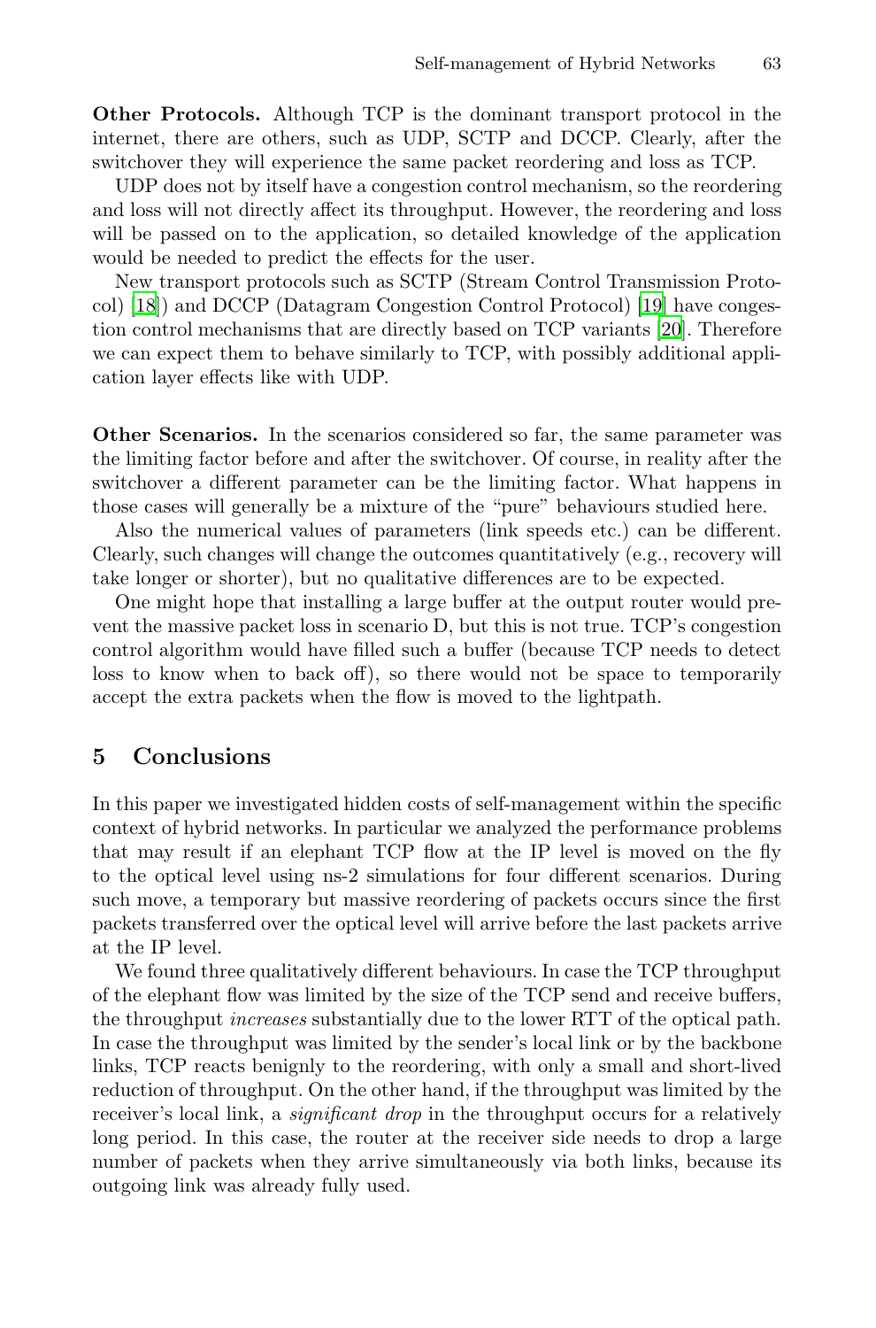**Other Protocols.** Although TCP is the dominant transport protocol in the internet, there are others, such as UDP, SCTP and DCCP. Clearly, after the switchover they will experience the same packet reordering and loss as TCP.

UDP does not by itself have a congestion control mechanism, so the reordering and loss will not directly affect its throughput. However, the reordering and loss will be passed on to the application, so detailed knowledge of the application would be needed to predict the effects for the user.

New transport protocols such as SCTP (Stream Control Transmission Protocol) [18]) and DCCP (Datagram Congestion Control Protocol) [19] have congestion control mechanisms that are directly based on TCP variants [20]. Therefore we can expect them to behave similarly to TCP, with possibly additional application layer effects like with UDP.

**Other Scenarios.** In the scenarios considered so far, the same parameter was the limiting factor before and after the switchover. Of course, in reality after the switchover a different parameter can be the limiting factor. What happens in those cases will generally be a mixture of the "pure" behaviours studied here.

Also the numerical values of parameters (link speeds etc.) can be different. Clearly, such changes will change the outcomes quantitatively (e.g., recovery will take longer or shorter), but no qualitative differences are to be expected.

One might hope that installing a large buffer at the output router would prevent the massive packet loss in scenario D, but this is not true. TCP's congestion control algorithm would have filled such a buffer (because TCP needs to detect loss to know when to back off), so there would not be space to temporarily accept the extra packets when the flow is moved to the lightpath.

## 5 Conclusions

In this paper we investigated hidden costs of self-management within the specific context of hybrid networks. In particular we analyzed the performance problems that may result if an elephant TCP flow at the IP level is moved on the fly to the optical level using ns-2 simulations for four different scenarios. During such move, a temporary but massive reordering of packets occurs since the first packets transferred over the optical level will arrive before the last packets arrive at the IP level.

We found three qualitatively different behaviours. In case the TCP throughput of the elephant flow was limited by the size of the TCP send and receive buffers, the throughput *increases* substantially due to the lower RTT of the optical path. In case the throughput was limited by the sender's local link or by the backbone links, TCP reacts benignly to the reordering, with only a small and short-lived reduction of throughput. On the other hand, if the throughput was limited by the receiver's local link, a *significant drop* in the throughput occurs for a relatively long period. In this case, the router at the receiver side needs to drop a large number of packets when they arrive simultaneously via both links, because its outgoing link was already fully used.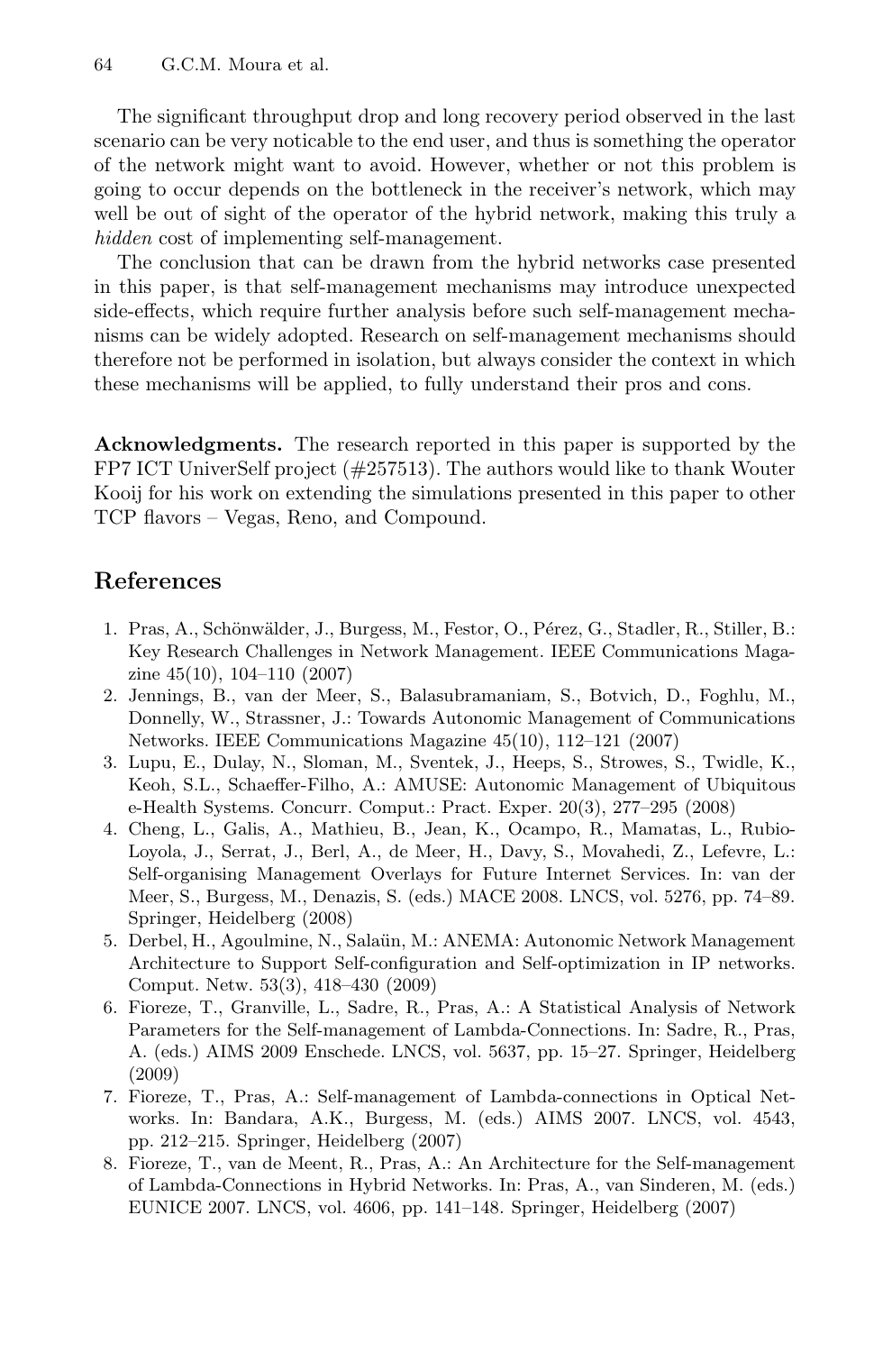The significant throughput drop and long recovery period observed in the last scenario can be very noticable to the end user, and thus is something the operator of the network might want to avoid. However, whether or not this problem is going to occur depends on the bottleneck in the receiver's network, which may well be out of sight of the operator of the hybrid network, making this truly a *hidden* cost of implementing self-management.

The conclusion that can be drawn from the hybrid networks case presented in this paper, is that self-management mechanisms may introduce unexpected side-effects, which require further analysis before such self-management mechanisms can be widely adopted. Research on self-management mechanisms should therefore not be performed in isolation, but always consider the context in which these mechanisms will be applied, to fully understand their pros and cons.

**Acknowledgments.** The research reported in this paper is supported by the FP7 ICT UniverSelf project (#257513). The authors would like to thank Wouter Kooij for his work on extending the simulations presented in this paper to other TCP flavors – Vegas, Reno, and Compound.

## References

1. Pras, A., Schönwälder, J., Burgess, M., Festor, O., Pérez, G., Stadler, R., Stiller, B.: Key Research Challenges in Network Management. IEEE Communications Magazine 45(10), 104–110 (2007)
2. Jennings, B., van der Meer, S., Balasubramaniam, S., Botvich, D., Foghlu, M., Donnelly, W., Strassner, J.: Towards Autonomic Management of Communications Networks. IEEE Communications Magazine 45(10), 112–121 (2007)
3. Lupu, E., Dulay, N., Sloman, M., Sventek, J., Heeps, S., Strowes, S., Twidle, K., Keoh, S.L., Schaeffer-Filho, A.: AMUSE: Autonomic Management of Ubiquitous e-Health Systems. Concurr. Comput.: Pract. Exper. 20(3), 277–295 (2008)
4. Cheng, L., Galis, A., Mathieu, B., Jean, K., Ocampo, R., Mamatas, L., Rubio-Loyola, J., Serrat, J., Berl, A., de Meer, H., Davy, S., Movahedi, Z., Lefevre, L.: Self-organising Management Overlays for Future Internet Services. In: van der Meer, S., Burgess, M., Denazis, S. (eds.) MACE 2008. LNCS, vol. 5276, pp. 74–89. Springer, Heidelberg (2008)
5. Derbel, H., Agoulmine, N., Salaün, M.: ANEMA: Autonomic Network Management Architecture to Support Self-configuration and Self-optimization in IP networks. Comput. Netw. 53(3), 418–430 (2009)
6. Fioreze, T., Granville, L., Sadre, R., Pras, A.: A Statistical Analysis of Network Parameters for the Self-management of Lambda-Connections. In: Sadre, R., Pras, A. (eds.) AIMS 2009 Enschede. LNCS, vol. 5637, pp. 15–27. Springer, Heidelberg (2009)
7. Fioreze, T., Pras, A.: Self-management of Lambda-connections in Optical Networks. In: Bandara, A.K., Burgess, M. (eds.) AIMS 2007. LNCS, vol. 4543, pp. 212–215. Springer, Heidelberg (2007)
8. Fioreze, T., van de Meent, R., Pras, A.: An Architecture for the Self-management of Lambda-Connections in Hybrid Networks. In: Pras, A., van Sinderen, M. (eds.) EUNICE 2007. LNCS, vol. 4606, pp. 141–148. Springer, Heidelberg (2007)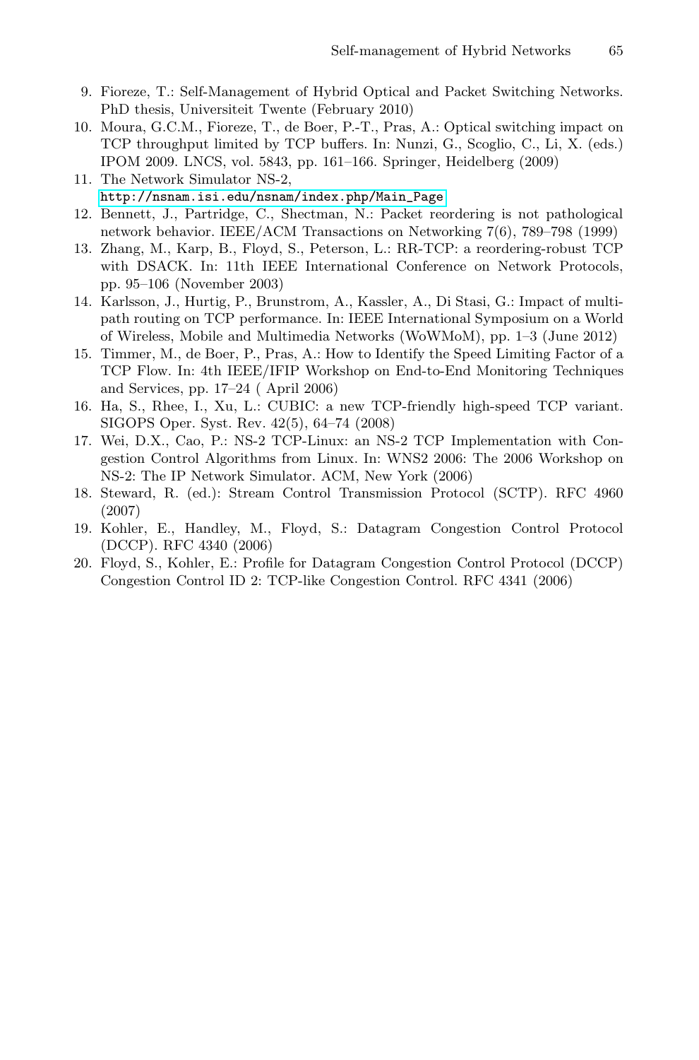9. Fioreze, T.: Self-Management of Hybrid Optical and Packet Switching Networks. PhD thesis, Universiteit Twente (February 2010)
10. Moura, G.C.M., Fioreze, T., de Boer, P.-T., Pras, A.: Optical switching impact on TCP throughput limited by TCP buffers. In: Nunzi, G., Scoglio, C., Li, X. (eds.) IPOM 2009. LNCS, vol. 5843, pp. 161–166. Springer, Heidelberg (2009)
11. The Network Simulator NS-2, http://nsnam.isi.edu/nsnam/index.php/Main_Page
12. Bennett, J., Partridge, C., Shectman, N.: Packet reordering is not pathological network behavior. IEEE/ACM Transactions on Networking 7(6), 789–798 (1999)
13. Zhang, M., Karp, B., Floyd, S., Peterson, L.: RR-TCP: a reordering-robust TCP with DSACK. In: 11th IEEE International Conference on Network Protocols, pp. 95–106 (November 2003)
14. Karlsson, J., Hurtig, P., Brunstrom, A., Kassler, A., Di Stasi, G.: Impact of multipath routing on TCP performance. In: IEEE International Symposium on a World of Wireless, Mobile and Multimedia Networks (WoWMoM), pp. 1–3 (June 2012)
15. Timmer, M., de Boer, P., Pras, A.: How to Identify the Speed Limiting Factor of a TCP Flow. In: 4th IEEE/IFIP Workshop on End-to-End Monitoring Techniques and Services, pp. 17–24 ( April 2006)
16. Ha, S., Rhee, I., Xu, L.: CUBIC: a new TCP-friendly high-speed TCP variant. SIGOPS Oper. Syst. Rev. 42(5), 64–74 (2008)
17. Wei, D.X., Cao, P.: NS-2 TCP-Linux: an NS-2 TCP Implementation with Congestion Control Algorithms from Linux. In: WNS2 2006: The 2006 Workshop on NS-2: The IP Network Simulator. ACM, New York (2006)
18. Steward, R. (ed.): Stream Control Transmission Protocol (SCTP). RFC 4960 (2007)
19. Kohler, E., Handley, M., Floyd, S.: Datagram Congestion Control Protocol (DCCP). RFC 4340 (2006)
20. Floyd, S., Kohler, E.: Profile for Datagram Congestion Control Protocol (DCCP) Congestion Control ID 2: TCP-like Congestion Control. RFC 4341 (2006)